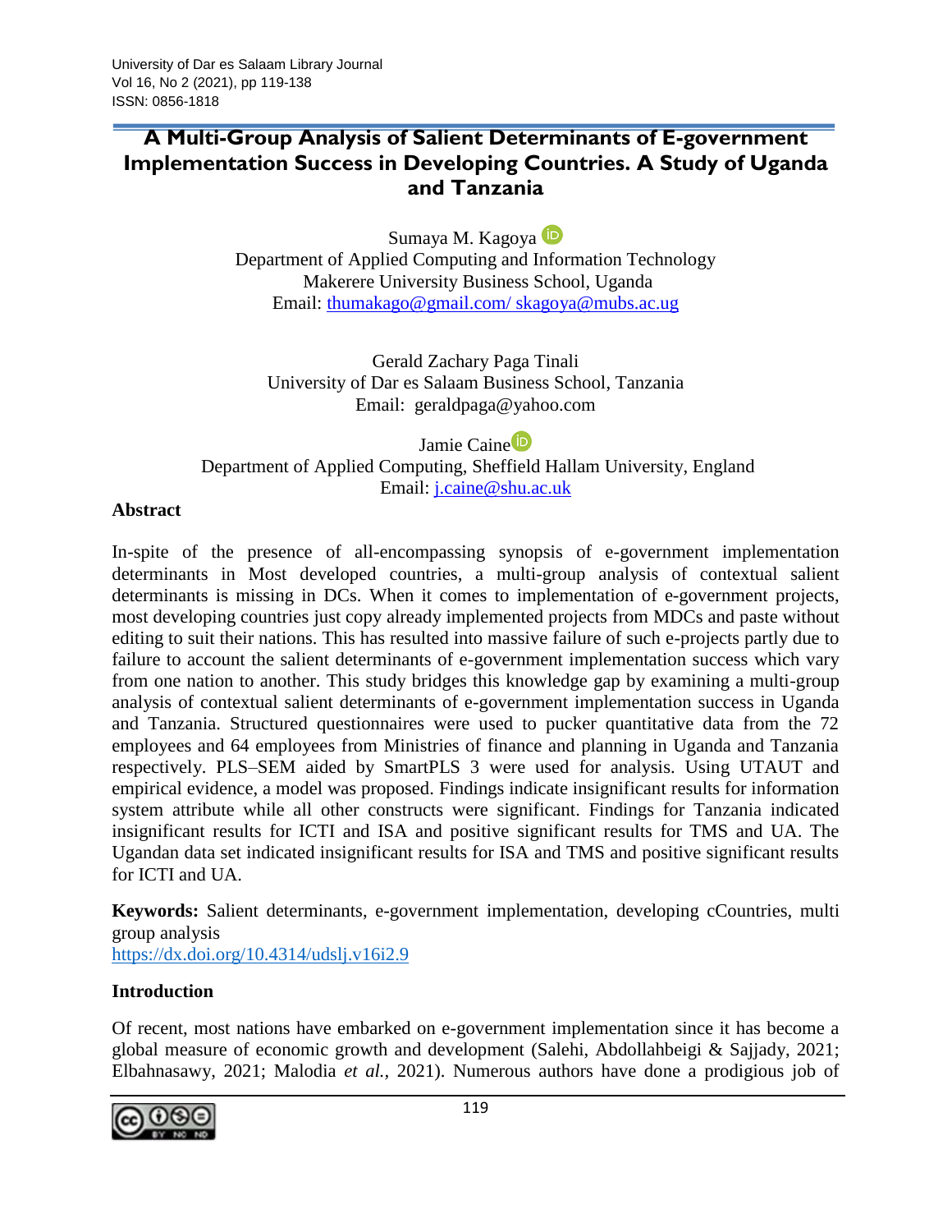# A Multi-Group Analysis of Salient Determinants of E-government Implementation Success in Developing Countries. A Study of Uganda and Tanzania

Sumaya M. Kagoya
Department of Applied Computing and Information Technology
Makerere University Business School, Uganda
Email: thumakago@gmail.com/ skagoya@mubs.ac.ug

Gerald Zachary Paga Tinali
University of Dar es Salaam Business School, Tanzania
Email: geraldpaga@yahoo.com

Jamie Caine
Department of Applied Computing, Sheffield Hallam University, England
Email: j.caine@shu.ac.uk

## Abstract

In-spite of the presence of all-encompassing synopsis of e-government implementation determinants in Most developed countries, a multi-group analysis of contextual salient determinants is missing in DCs. When it comes to implementation of e-government projects, most developing countries just copy already implemented projects from MDCs and paste without editing to suit their nations. This has resulted into massive failure of such e-projects partly due to failure to account the salient determinants of e-government implementation success which vary from one nation to another. This study bridges this knowledge gap by examining a multi-group analysis of contextual salient determinants of e-government implementation success in Uganda and Tanzania. Structured questionnaires were used to pucker quantitative data from the 72 employees and 64 employees from Ministries of finance and planning in Uganda and Tanzania respectively. PLS–SEM aided by SmartPLS 3 were used for analysis. Using UTAUT and empirical evidence, a model was proposed. Findings indicate insignificant results for information system attribute while all other constructs were significant. Findings for Tanzania indicated insignificant results for ICTI and ISA and positive significant results for TMS and UA. The Ugandan data set indicated insignificant results for ISA and TMS and positive significant results for ICTI and UA.

**Keywords:** Salient determinants, e-government implementation, developing cCountries, multi group analysis

https://dx.doi.org/10.4314/udslj.v16i2.9

## Introduction

Of recent, most nations have embarked on e-government implementation since it has become a global measure of economic growth and development (Salehi, Abdollahbeigi & Sajjady, 2021; Elbahnasawy, 2021; Malodia *et al.*, 2021). Numerous authors have done a prodigious job of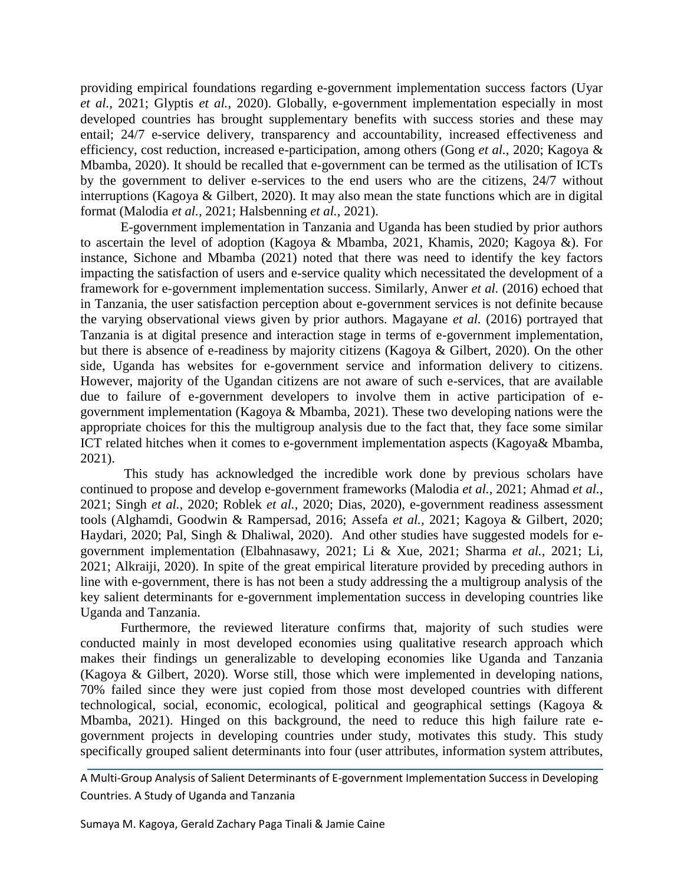providing empirical foundations regarding e-government implementation success factors (Uyar *et al.,* 2021; Glyptis *et al.,* 2020). Globally, e-government implementation especially in most developed countries has brought supplementary benefits with success stories and these may entail; 24/7 e-service delivery, transparency and accountability, increased effectiveness and efficiency, cost reduction, increased e-participation, among others (Gong *et al.,* 2020; Kagoya & Mbamba, 2020). It should be recalled that e-government can be termed as the utilisation of ICTs by the government to deliver e-services to the end users who are the citizens, 24/7 without interruptions (Kagoya & Gilbert, 2020). It may also mean the state functions which are in digital format (Malodia *et al.,* 2021; Halsbenning *et al.,* 2021).

E-government implementation in Tanzania and Uganda has been studied by prior authors to ascertain the level of adoption (Kagoya & Mbamba, 2021, Khamis, 2020; Kagoya &). For instance, Sichone and Mbamba (2021) noted that there was need to identify the key factors impacting the satisfaction of users and e-service quality which necessitated the development of a framework for e-government implementation success. Similarly, Anwer *et al.* (2016) echoed that in Tanzania, the user satisfaction perception about e-government services is not definite because the varying observational views given by prior authors. Magayane *et al.* (2016) portrayed that Tanzania is at digital presence and interaction stage in terms of e-government implementation, but there is absence of e-readiness by majority citizens (Kagoya & Gilbert, 2020). On the other side, Uganda has websites for e-government service and information delivery to citizens. However, majority of the Ugandan citizens are not aware of such e-services, that are available due to failure of e-government developers to involve them in active participation of e-government implementation (Kagoya & Mbamba, 2021). These two developing nations were the appropriate choices for this the multigroup analysis due to the fact that, they face some similar ICT related hitches when it comes to e-government implementation aspects (Kagoya& Mbamba, 2021).

This study has acknowledged the incredible work done by previous scholars have continued to propose and develop e-government frameworks (Malodia *et al.,* 2021; Ahmad *et al.,* 2021; Singh *et al.,* 2020; Roblek *et al.,* 2020; Dias, 2020), e-government readiness assessment tools (Alghamdi, Goodwin & Rampersad, 2016; Assefa *et al.,* 2021; Kagoya & Gilbert, 2020; Haydari, 2020; Pal, Singh & Dhaliwal, 2020). And other studies have suggested models for e-government implementation (Elbahnasawy, 2021; Li & Xue, 2021; Sharma *et al.,* 2021; Li, 2021; Alkraiji, 2020). In spite of the great empirical literature provided by preceding authors in line with e-government, there is has not been a study addressing the a multigroup analysis of the key salient determinants for e-government implementation success in developing countries like Uganda and Tanzania.

Furthermore, the reviewed literature confirms that, majority of such studies were conducted mainly in most developed economies using qualitative research approach which makes their findings un generalizable to developing economies like Uganda and Tanzania (Kagoya & Gilbert, 2020). Worse still, those which were implemented in developing nations, 70% failed since they were just copied from those most developed countries with different technological, social, economic, ecological, political and geographical settings (Kagoya & Mbamba, 2021). Hinged on this background, the need to reduce this high failure rate e-government projects in developing countries under study, motivates this study. This study specifically grouped salient determinants into four (user attributes, information system attributes,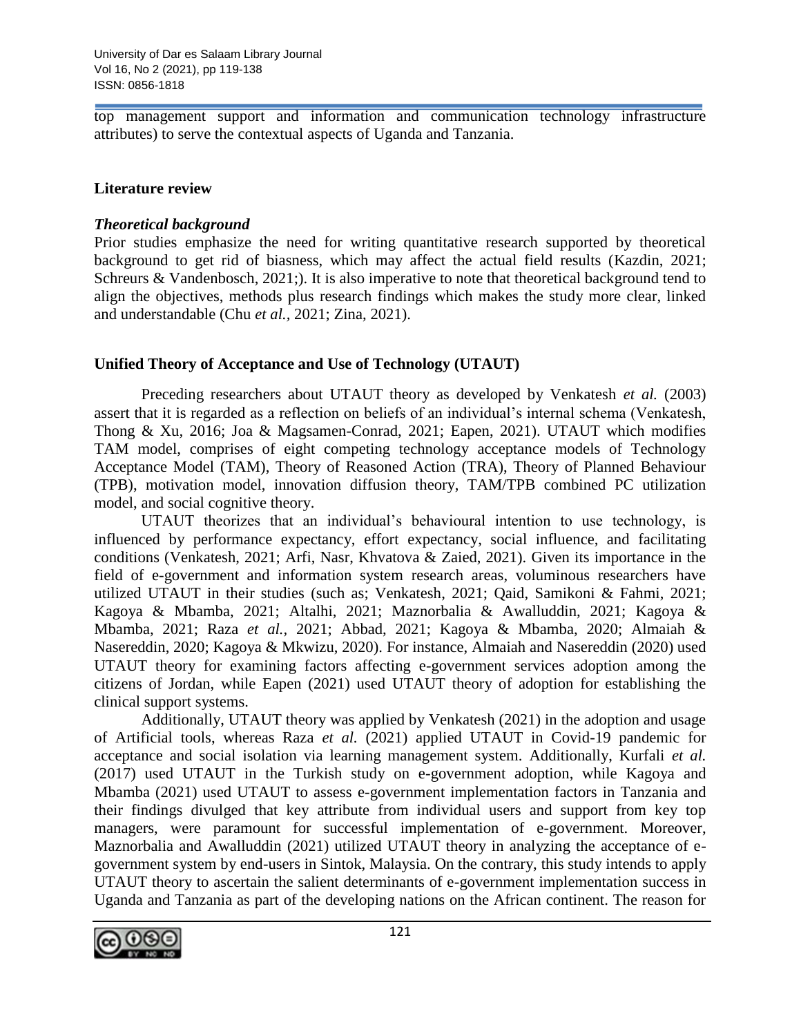top management support and information and communication technology infrastructure attributes) to serve the contextual aspects of Uganda and Tanzania.

## Literature review

### *Theoretical background*

Prior studies emphasize the need for writing quantitative research supported by theoretical background to get rid of biasness, which may affect the actual field results (Kazdin, 2021; Schreurs & Vandenbosch, 2021;). It is also imperative to note that theoretical background tend to align the objectives, methods plus research findings which makes the study more clear, linked and understandable (Chu *et al.,* 2021; Zina, 2021).

## Unified Theory of Acceptance and Use of Technology (UTAUT)

Preceding researchers about UTAUT theory as developed by Venkatesh *et al.* (2003) assert that it is regarded as a reflection on beliefs of an individual's internal schema (Venkatesh, Thong & Xu, 2016; Joa & Magsamen-Conrad, 2021; Eapen, 2021). UTAUT which modifies TAM model, comprises of eight competing technology acceptance models of Technology Acceptance Model (TAM), Theory of Reasoned Action (TRA), Theory of Planned Behaviour (TPB), motivation model, innovation diffusion theory, TAM/TPB combined PC utilization model, and social cognitive theory.

UTAUT theorizes that an individual's behavioural intention to use technology, is influenced by performance expectancy, effort expectancy, social influence, and facilitating conditions (Venkatesh, 2021; Arfi, Nasr, Khvatova & Zaied, 2021). Given its importance in the field of e-government and information system research areas, voluminous researchers have utilized UTAUT in their studies (such as; Venkatesh, 2021; Qaid, Samikoni & Fahmi, 2021; Kagoya & Mbamba, 2021; Altalhi, 2021; Maznorbalia & Awalluddin, 2021; Kagoya & Mbamba, 2021; Raza *et al.,* 2021; Abbad, 2021; Kagoya & Mbamba, 2020; Almaiah & Nasereddin, 2020; Kagoya & Mkwizu, 2020). For instance, Almaiah and Nasereddin (2020) used UTAUT theory for examining factors affecting e-government services adoption among the citizens of Jordan, while Eapen (2021) used UTAUT theory of adoption for establishing the clinical support systems.

Additionally, UTAUT theory was applied by Venkatesh (2021) in the adoption and usage of Artificial tools, whereas Raza *et al.* (2021) applied UTAUT in Covid-19 pandemic for acceptance and social isolation via learning management system. Additionally, Kurfali *et al.* (2017) used UTAUT in the Turkish study on e-government adoption, while Kagoya and Mbamba (2021) used UTAUT to assess e-government implementation factors in Tanzania and their findings divulged that key attribute from individual users and support from key top managers, were paramount for successful implementation of e-government. Moreover, Maznorbalia and Awalluddin (2021) utilized UTAUT theory in analyzing the acceptance of e-government system by end-users in Sintok, Malaysia. On the contrary, this study intends to apply UTAUT theory to ascertain the salient determinants of e-government implementation success in Uganda and Tanzania as part of the developing nations on the African continent. The reason for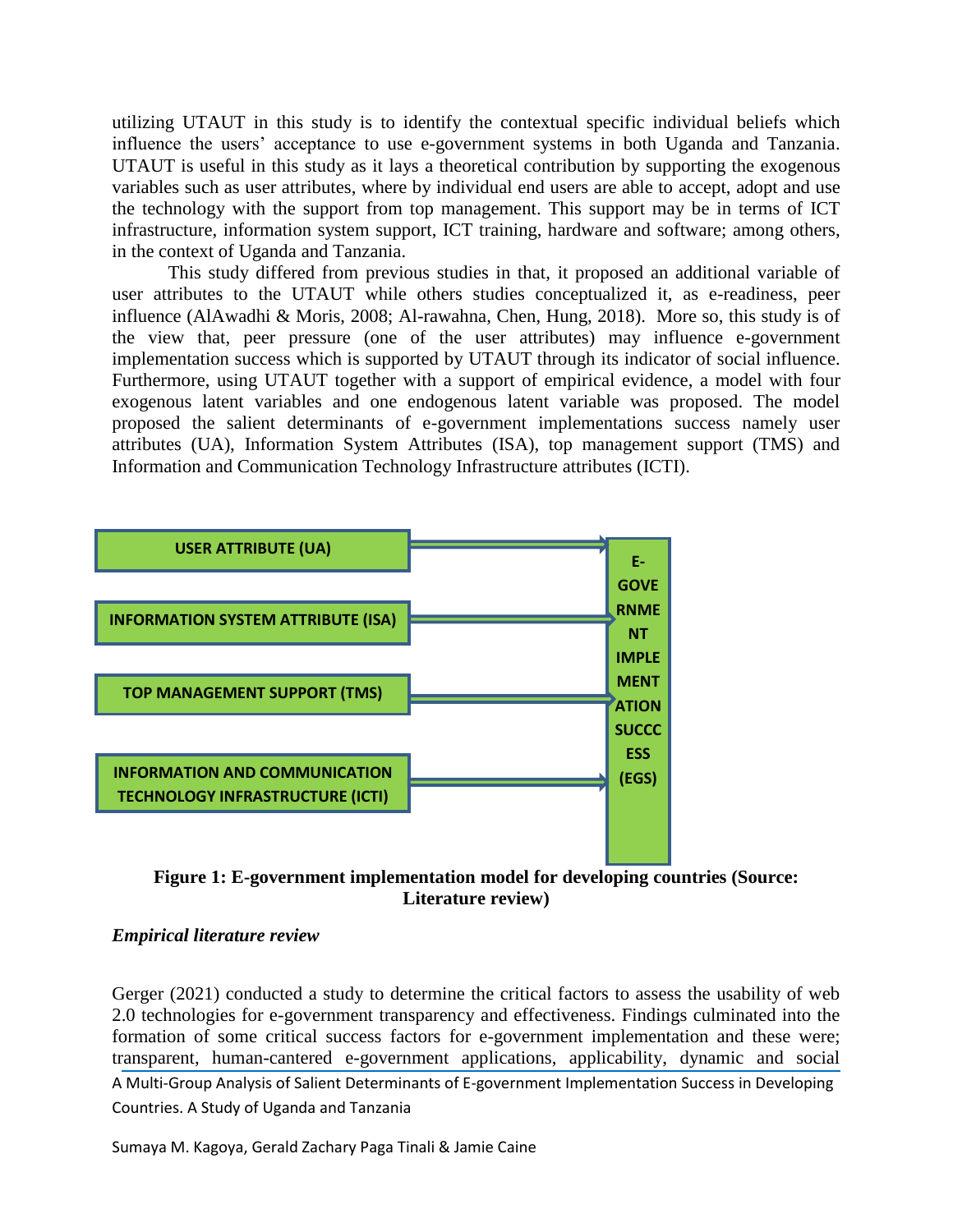utilizing UTAUT in this study is to identify the contextual specific individual beliefs which influence the users' acceptance to use e-government systems in both Uganda and Tanzania. UTAUT is useful in this study as it lays a theoretical contribution by supporting the exogenous variables such as user attributes, where by individual end users are able to accept, adopt and use the technology with the support from top management. This support may be in terms of ICT infrastructure, information system support, ICT training, hardware and software; among others, in the context of Uganda and Tanzania.

This study differed from previous studies in that, it proposed an additional variable of user attributes to the UTAUT while others studies conceptualized it, as e-readiness, peer influence (AlAwadhi & Moris, 2008; Al-rawahna, Chen, Hung, 2018). More so, this study is of the view that, peer pressure (one of the user attributes) may influence e-government implementation success which is supported by UTAUT through its indicator of social influence. Furthermore, using UTAUT together with a support of empirical evidence, a model with four exogenous latent variables and one endogenous latent variable was proposed. The model proposed the salient determinants of e-government implementations success namely user attributes (UA), Information System Attributes (ISA), top management support (TMS) and Information and Communication Technology Infrastructure attributes (ICTI).

USER ATTRIBUTE (UA)

INFORMATION SYSTEM ATTRIBUTE (ISA)

TOP MANAGEMENT SUPPORT (TMS)

INFORMATION AND COMMUNICATION TECHNOLOGY INFRASTRUCTURE (ICTI)

E-GOVERNMENT IMPLEMENTATION SUCCCESS (EGS)

**Figure 1: E-government implementation model for developing countries (Source: Literature review)**

*Empirical literature review*

Gerger (2021) conducted a study to determine the critical factors to assess the usability of web 2.0 technologies for e-government transparency and effectiveness. Findings culminated into the formation of some critical success factors for e-government implementation and these were; transparent, human-cantered e-government applications, applicability, dynamic and social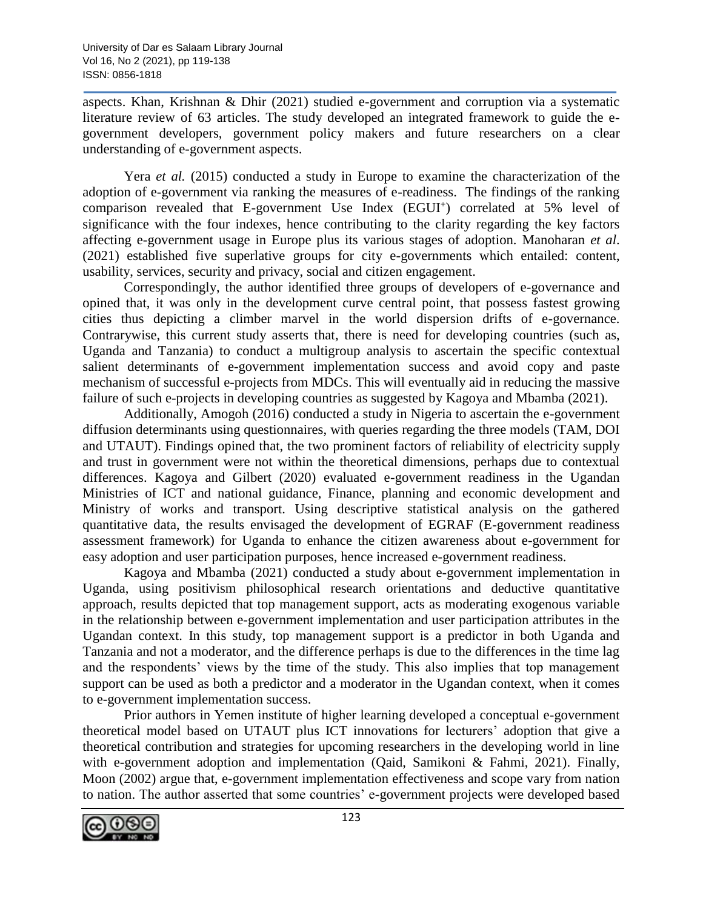aspects. Khan, Krishnan & Dhir (2021) studied e-government and corruption via a systematic literature review of 63 articles. The study developed an integrated framework to guide the e-government developers, government policy makers and future researchers on a clear understanding of e-government aspects.

Yera *et al.* (2015) conducted a study in Europe to examine the characterization of the adoption of e-government via ranking the measures of e-readiness. The findings of the ranking comparison revealed that E-government Use Index ($EGUI^{+}$) correlated at 5% level of significance with the four indexes, hence contributing to the clarity regarding the key factors affecting e-government usage in Europe plus its various stages of adoption. Manoharan *et al*. (2021) established five superlative groups for city e-governments which entailed: content, usability, services, security and privacy, social and citizen engagement.

Correspondingly, the author identified three groups of developers of e-governance and opined that, it was only in the development curve central point, that possess fastest growing cities thus depicting a climber marvel in the world dispersion drifts of e-governance. Contrarywise, this current study asserts that, there is need for developing countries (such as, Uganda and Tanzania) to conduct a multigroup analysis to ascertain the specific contextual salient determinants of e-government implementation success and avoid copy and paste mechanism of successful e-projects from MDCs. This will eventually aid in reducing the massive failure of such e-projects in developing countries as suggested by Kagoya and Mbamba (2021).

Additionally, Amogoh (2016) conducted a study in Nigeria to ascertain the e-government diffusion determinants using questionnaires, with queries regarding the three models (TAM, DOI and UTAUT). Findings opined that, the two prominent factors of reliability of electricity supply and trust in government were not within the theoretical dimensions, perhaps due to contextual differences. Kagoya and Gilbert (2020) evaluated e-government readiness in the Ugandan Ministries of ICT and national guidance, Finance, planning and economic development and Ministry of works and transport. Using descriptive statistical analysis on the gathered quantitative data, the results envisaged the development of EGRAF (E-government readiness assessment framework) for Uganda to enhance the citizen awareness about e-government for easy adoption and user participation purposes, hence increased e-government readiness.

Kagoya and Mbamba (2021) conducted a study about e-government implementation in Uganda, using positivism philosophical research orientations and deductive quantitative approach, results depicted that top management support, acts as moderating exogenous variable in the relationship between e-government implementation and user participation attributes in the Ugandan context. In this study, top management support is a predictor in both Uganda and Tanzania and not a moderator, and the difference perhaps is due to the differences in the time lag and the respondents' views by the time of the study. This also implies that top management support can be used as both a predictor and a moderator in the Ugandan context, when it comes to e-government implementation success.

Prior authors in Yemen institute of higher learning developed a conceptual e-government theoretical model based on UTAUT plus ICT innovations for lecturers' adoption that give a theoretical contribution and strategies for upcoming researchers in the developing world in line with e-government adoption and implementation (Qaid, Samikoni & Fahmi, 2021). Finally, Moon (2002) argue that, e-government implementation effectiveness and scope vary from nation to nation. The author asserted that some countries' e-government projects were developed based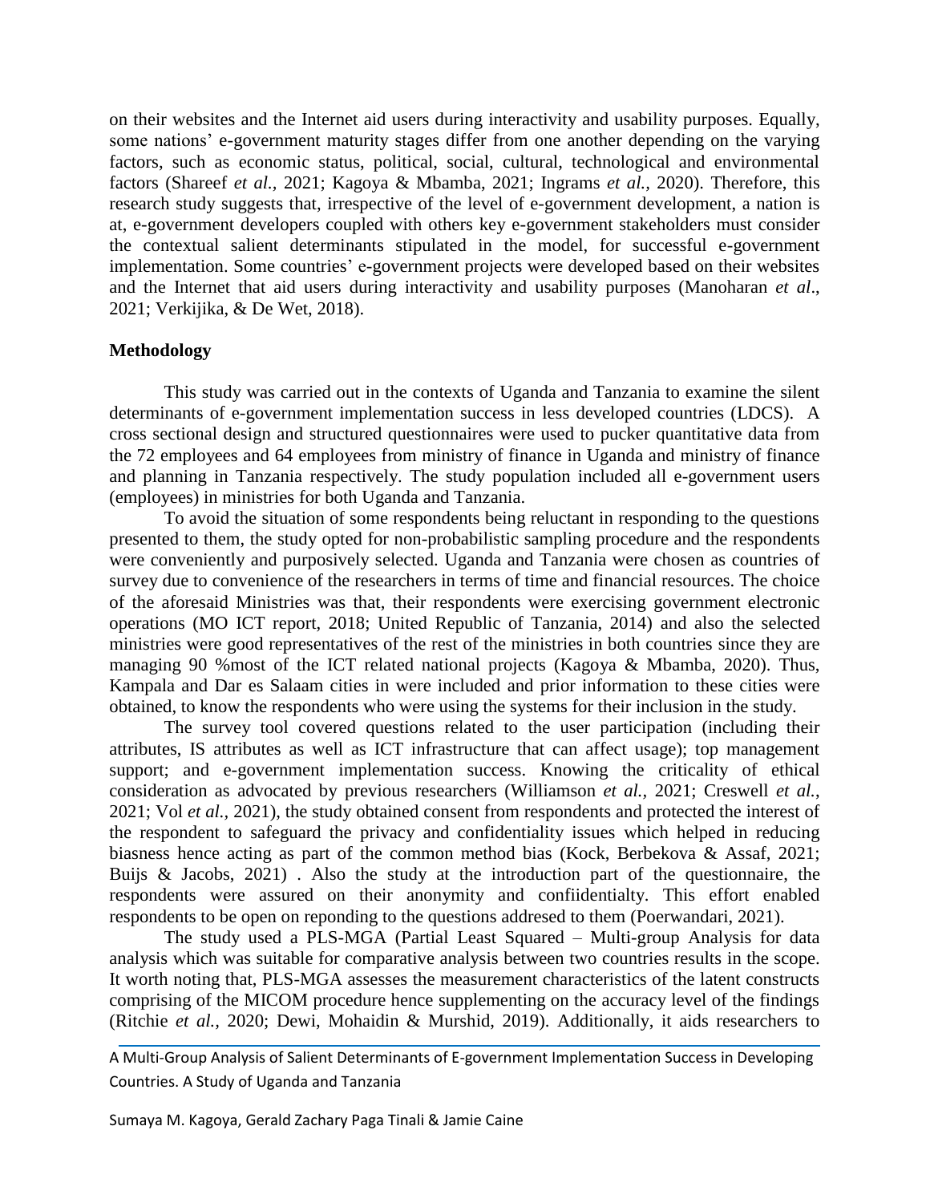on their websites and the Internet aid users during interactivity and usability purposes. Equally, some nations' e-government maturity stages differ from one another depending on the varying factors, such as economic status, political, social, cultural, technological and environmental factors (Shareef *et al.,* 2021; Kagoya & Mbamba, 2021; Ingrams *et al.,* 2020). Therefore, this research study suggests that, irrespective of the level of e-government development, a nation is at, e-government developers coupled with others key e-government stakeholders must consider the contextual salient determinants stipulated in the model, for successful e-government implementation. Some countries' e-government projects were developed based on their websites and the Internet that aid users during interactivity and usability purposes (Manoharan *et al*., 2021; Verkijika, & De Wet, 2018).

**Methodology**

This study was carried out in the contexts of Uganda and Tanzania to examine the silent determinants of e-government implementation success in less developed countries (LDCS). A cross sectional design and structured questionnaires were used to pucker quantitative data from the 72 employees and 64 employees from ministry of finance in Uganda and ministry of finance and planning in Tanzania respectively. The study population included all e-government users (employees) in ministries for both Uganda and Tanzania.

To avoid the situation of some respondents being reluctant in responding to the questions presented to them, the study opted for non-probabilistic sampling procedure and the respondents were conveniently and purposively selected. Uganda and Tanzania were chosen as countries of survey due to convenience of the researchers in terms of time and financial resources. The choice of the aforesaid Ministries was that, their respondents were exercising government electronic operations (MO ICT report, 2018; United Republic of Tanzania, 2014) and also the selected ministries were good representatives of the rest of the ministries in both countries since they are managing 90 %most of the ICT related national projects (Kagoya & Mbamba, 2020). Thus, Kampala and Dar es Salaam cities in were included and prior information to these cities were obtained, to know the respondents who were using the systems for their inclusion in the study.

The survey tool covered questions related to the user participation (including their attributes, IS attributes as well as ICT infrastructure that can affect usage); top management support; and e-government implementation success. Knowing the criticality of ethical consideration as advocated by previous researchers (Williamson *et al.,* 2021; Creswell *et al.,* 2021; Vol *et al.,* 2021), the study obtained consent from respondents and protected the interest of the respondent to safeguard the privacy and confidentiality issues which helped in reducing biasness hence acting as part of the common method bias (Kock, Berbekova & Assaf, 2021; Buijs & Jacobs, 2021) . Also the study at the introduction part of the questionnaire, the respondents were assured on their anonymity and confiidentialty. This effort enabled respondents to be open on reponding to the questions addresed to them (Poerwandari, 2021).

The study used a PLS-MGA (Partial Least Squared – Multi-group Analysis for data analysis which was suitable for comparative analysis between two countries results in the scope. It worth noting that, PLS-MGA assesses the measurement characteristics of the latent constructs comprising of the MICOM procedure hence supplementing on the accuracy level of the findings (Ritchie *et al.,* 2020; Dewi, Mohaidin & Murshid, 2019). Additionally, it aids researchers to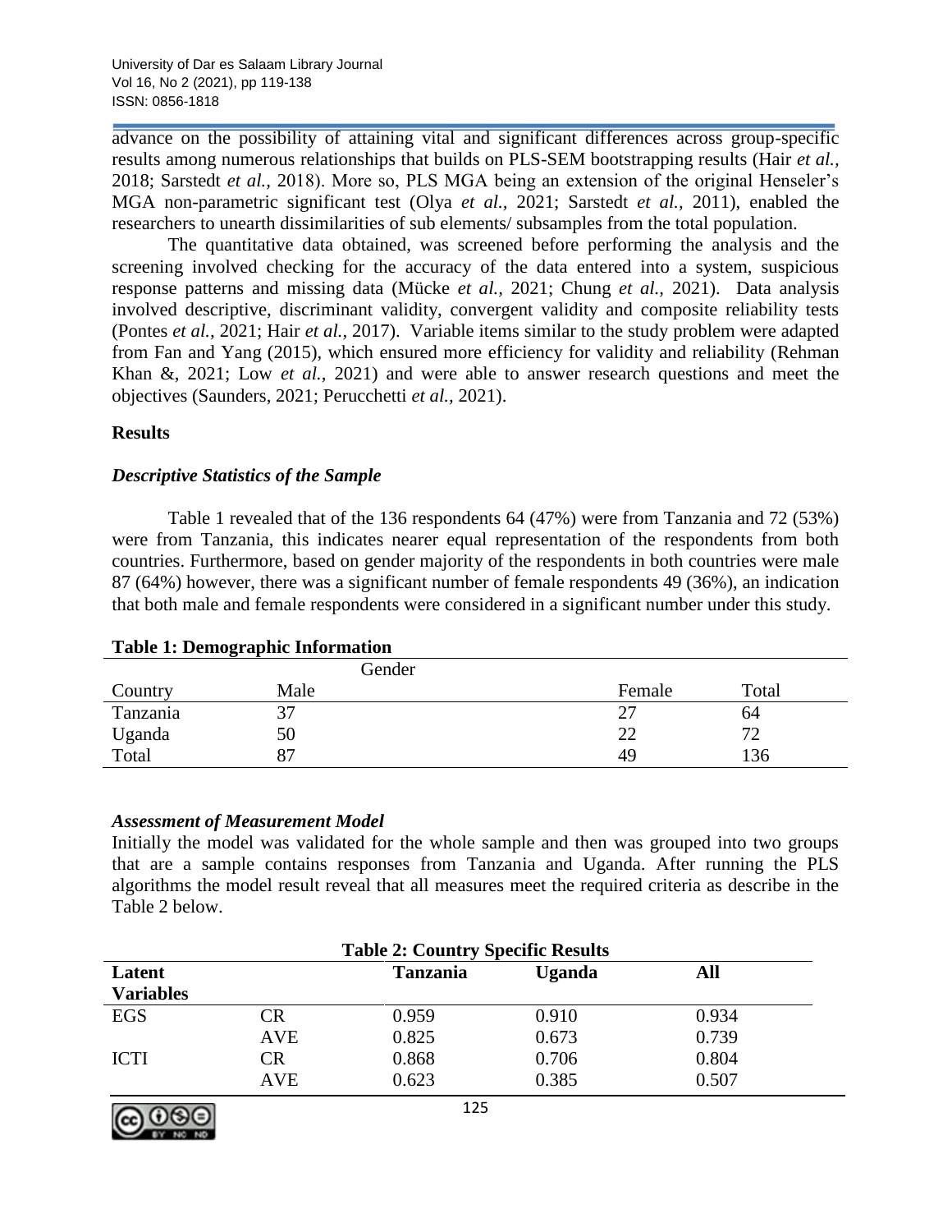advance on the possibility of attaining vital and significant differences across group-specific results among numerous relationships that builds on PLS-SEM bootstrapping results (Hair *et al.*, 2018; Sarstedt *et al.*, 2018). More so, PLS MGA being an extension of the original Henseler's MGA non-parametric significant test (Olya *et al.*, 2021; Sarstedt *et al.,* 2011), enabled the researchers to unearth dissimilarities of sub elements/ subsamples from the total population.

The quantitative data obtained, was screened before performing the analysis and the screening involved checking for the accuracy of the data entered into a system, suspicious response patterns and missing data (Mücke *et al.*, 2021; Chung *et al.,* 2021). Data analysis involved descriptive, discriminant validity, convergent validity and composite reliability tests (Pontes *et al.*, 2021; Hair *et al.*, 2017). Variable items similar to the study problem were adapted from Fan and Yang (2015), which ensured more efficiency for validity and reliability (Rehman Khan &, 2021; Low *et al.*, 2021) and were able to answer research questions and meet the objectives (Saunders, 2021; Perucchetti *et al.*, 2021).

## Results

### *Descriptive Statistics of the Sample*

Table 1 revealed that of the 136 respondents 64 (47%) were from Tanzania and 72 (53%) were from Tanzania, this indicates nearer equal representation of the respondents from both countries. Furthermore, based on gender majority of the respondents in both countries were male 87 (64%) however, there was a significant number of female respondents 49 (36%), an indication that both male and female respondents were considered in a significant number under this study.

**Table 1: Demographic Information**

| | Gender | | |
|---|---|---|---|
| Country | Male | Female | Total |
| Tanzania | 37 | 27 | 64 |
| Uganda | 50 | 22 | 72 |
| Total | 87 | 49 | 136 |

### *Assessment of Measurement Model*

Initially the model was validated for the whole sample and then was grouped into two groups that are a sample contains responses from Tanzania and Uganda. After running the PLS algorithms the model result reveal that all measures meet the required criteria as describe in the Table 2 below.

**Table 2: Country Specific Results**

| **Latent Variables** | | **Tanzania** | **Uganda** | **All** |
|---|---|---|---|---|
| EGS | CR | 0.959 | 0.910 | 0.934 |
| | AVE | 0.825 | 0.673 | 0.739 |
| ICTI | CR | 0.868 | 0.706 | 0.804 |
| | AVE | 0.623 | 0.385 | 0.507 |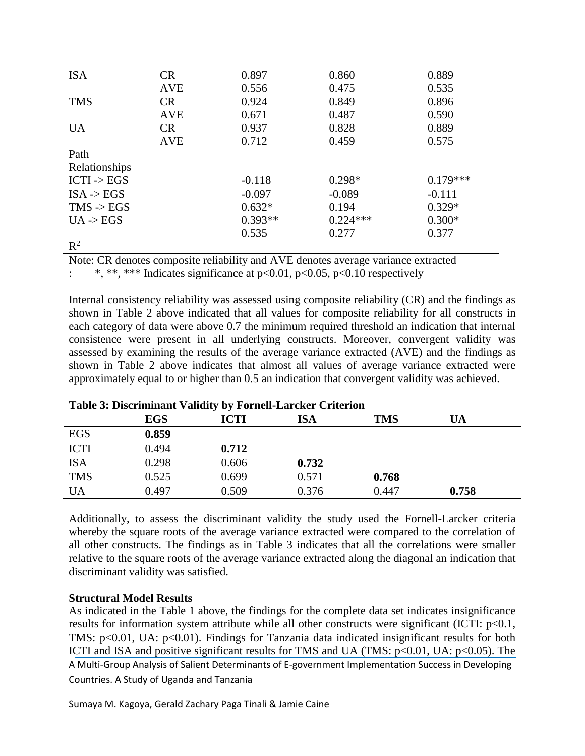| | | | | |
|---|---|---|---|---|
| ISA | CR | 0.897 | 0.860 | 0.889 |
| | AVE | 0.556 | 0.475 | 0.535 |
| TMS | CR | 0.924 | 0.849 | 0.896 |
| | AVE | 0.671 | 0.487 | 0.590 |
| UA | CR | 0.937 | 0.828 | 0.889 |
| | AVE | 0.712 | 0.459 | 0.575 |
| Path Relationships | | | | |
| ICTI -> EGS | | -0.118 | 0.298* | 0.179*** |
| ISA -> EGS | | -0.097 | -0.089 | -0.111 |
| TMS -> EGS | | 0.632* | 0.194 | 0.329* |
| UA -> EGS | | 0.393** | 0.224*** | 0.300* |
| $R^2$ | | 0.535 | 0.277 | 0.377 |

Note: CR denotes composite reliability and AVE denotes average variance extracted
: *, **, *** Indicates significance at $p<0.01$, $p<0.05$, $p<0.10$ respectively

Internal consistency reliability was assessed using composite reliability (CR) and the findings as shown in Table 2 above indicated that all values for composite reliability for all constructs in each category of data were above 0.7 the minimum required threshold an indication that internal consistence were present in all underlying constructs. Moreover, convergent validity was assessed by examining the results of the average variance extracted (AVE) and the findings as shown in Table 2 above indicates that almost all values of average variance extracted were approximately equal to or higher than 0.5 an indication that convergent validity was achieved.

**Table 3: Discriminant Validity by Fornell-Larcker Criterion**

| | EGS | ICTI | ISA | TMS | UA |
|---|---|---|---|---|---|
| EGS | **0.859** | | | | |
| ICTI | 0.494 | **0.712** | | | |
| ISA | 0.298 | 0.606 | **0.732** | | |
| TMS | 0.525 | 0.699 | 0.571 | **0.768** | |
| UA | 0.497 | 0.509 | 0.376 | 0.447 | **0.758** |

Additionally, to assess the discriminant validity the study used the Fornell-Larcker criteria whereby the square roots of the average variance extracted were compared to the correlation of all other constructs. The findings as in Table 3 indicates that all the correlations were smaller relative to the square roots of the average variance extracted along the diagonal an indication that discriminant validity was satisfied.

**Structural Model Results**

As indicated in the Table 1 above, the findings for the complete data set indicates insignificance results for information system attribute while all other constructs were significant (ICTI: $p<0.1$, TMS: $p<0.01$, UA: $p<0.01$). Findings for Tanzania data indicated insignificant results for both ICTI and ISA and positive significant results for TMS and UA (TMS: $p<0.01$, UA: $p<0.05$). The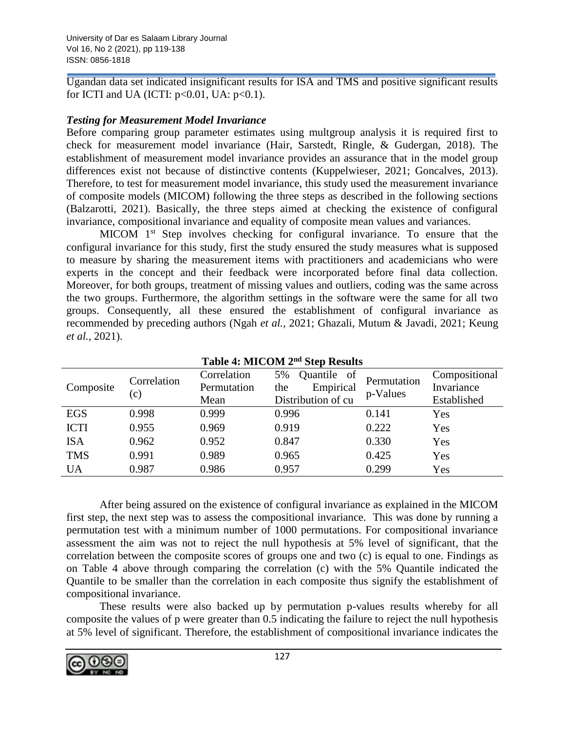Ugandan data set indicated insignificant results for ISA and TMS and positive significant results for ICTI and UA (ICTI: $p<0.01$, UA: $p<0.1$).

### *Testing for Measurement Model Invariance*

Before comparing group parameter estimates using multgroup analysis it is required first to check for measurement model invariance (Hair, Sarstedt, Ringle, & Gudergan, 2018). The establishment of measurement model invariance provides an assurance that in the model group differences exist not because of distinctive contents (Kuppelwieser, 2021; Goncalves, 2013). Therefore, to test for measurement model invariance, this study used the measurement invariance of composite models (MICOM) following the three steps as described in the following sections (Balzarotti, 2021). Basically, the three steps aimed at checking the existence of configural invariance, compositional invariance and equality of composite mean values and variances.

MICOM 1st Step involves checking for configural invariance. To ensure that the configural invariance for this study, first the study ensured the study measures what is supposed to measure by sharing the measurement items with practitioners and academicians who were experts in the concept and their feedback were incorporated before final data collection. Moreover, for both groups, treatment of missing values and outliers, coding was the same across the two groups. Furthermore, the algorithm settings in the software were the same for all two groups. Consequently, all these ensured the establishment of configural invariance as recommended by preceding authors (Ngah *et al.*, 2021; Ghazali, Mutum & Javadi, 2021; Keung *et al.*, 2021).

**Table 4: MICOM 2nd Step Results**

| Composite | Correlation (c) | Correlation Permutation Mean | 5% Quantile of the Empirical Distribution of cu | Permutation p-Values | Compositional Invariance Established |
|---|---|---|---|---|---|
| EGS | 0.998 | 0.999 | 0.996 | 0.141 | Yes |
| ICTI | 0.955 | 0.969 | 0.919 | 0.222 | Yes |
| ISA | 0.962 | 0.952 | 0.847 | 0.330 | Yes |
| TMS | 0.991 | 0.989 | 0.965 | 0.425 | Yes |
| UA | 0.987 | 0.986 | 0.957 | 0.299 | Yes |

After being assured on the existence of configural invariance as explained in the MICOM first step, the next step was to assess the compositional invariance. This was done by running a permutation test with a minimum number of 1000 permutations. For compositional invariance assessment the aim was not to reject the null hypothesis at 5% level of significant, that the correlation between the composite scores of groups one and two (c) is equal to one. Findings as on Table 4 above through comparing the correlation (c) with the 5% Quantile indicated the Quantile to be smaller than the correlation in each composite thus signify the establishment of compositional invariance.

These results were also backed up by permutation p-values results whereby for all composite the values of p were greater than 0.5 indicating the failure to reject the null hypothesis at 5% level of significant. Therefore, the establishment of compositional invariance indicates the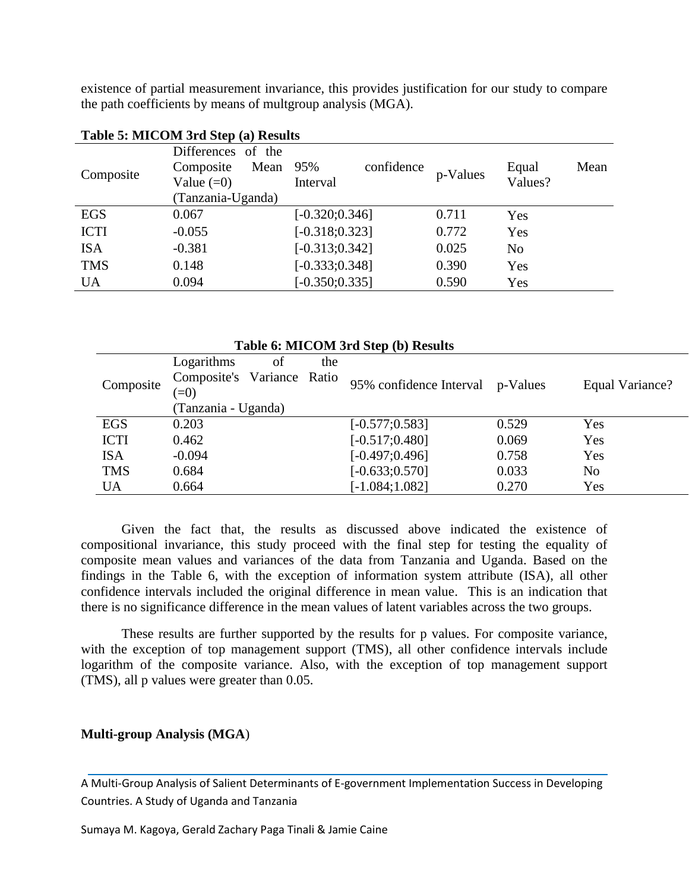existence of partial measurement invariance, this provides justification for our study to compare the path coefficients by means of multgroup analysis (MGA).

**Table 5: MICOM 3rd Step (a) Results**

| Composite | Differences of the Composite Mean Value (=0) (Tanzania-Uganda) | 95% confidence Interval | p-Values | Equal Mean Values? |
|---|---|---|---|---|
| EGS | 0.067 | [-0.320;0.346] | 0.711 | Yes |
| ICTI | -0.055 | [-0.318;0.323] | 0.772 | Yes |
| ISA | -0.381 | [-0.313;0.342] | 0.025 | No |
| TMS | 0.148 | [-0.333;0.348] | 0.390 | Yes |
| UA | 0.094 | [-0.350;0.335] | 0.590 | Yes |

**Table 6: MICOM 3rd Step (b) Results**

| Composite | Logarithms of the Composite's Variance Ratio (=0) (Tanzania - Uganda) | 95% confidence Interval | p-Values | Equal Variance? |
|---|---|---|---|---|
| EGS | 0.203 | [-0.577;0.583] | 0.529 | Yes |
| ICTI | 0.462 | [-0.517;0.480] | 0.069 | Yes |
| ISA | -0.094 | [-0.497;0.496] | 0.758 | Yes |
| TMS | 0.684 | [-0.633;0.570] | 0.033 | No |
| UA | 0.664 | [-1.084;1.082] | 0.270 | Yes |

Given the fact that, the results as discussed above indicated the existence of compositional invariance, this study proceed with the final step for testing the equality of composite mean values and variances of the data from Tanzania and Uganda. Based on the findings in the Table 6, with the exception of information system attribute (ISA), all other confidence intervals included the original difference in mean value. This is an indication that there is no significance difference in the mean values of latent variables across the two groups.

These results are further supported by the results for p values. For composite variance, with the exception of top management support (TMS), all other confidence intervals include logarithm of the composite variance. Also, with the exception of top management support (TMS), all p values were greater than 0.05.

**Multi-group Analysis (MGA**)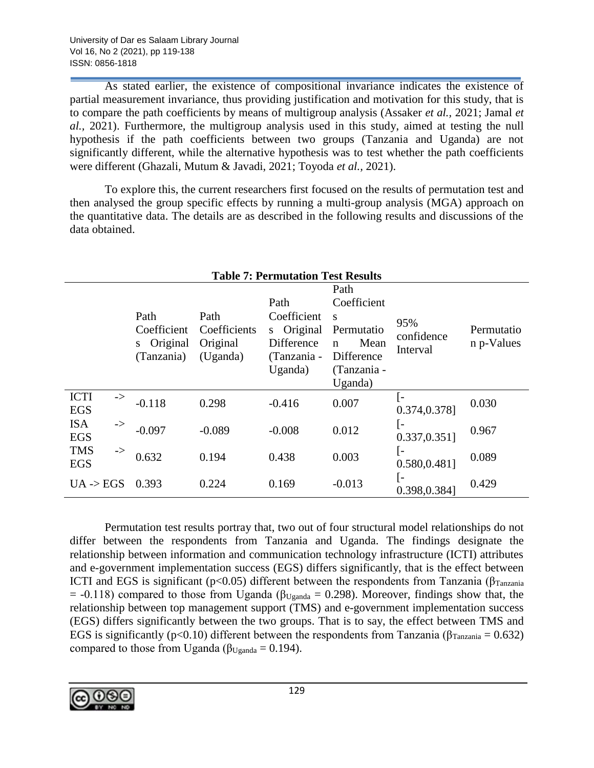As stated earlier, the existence of compositional invariance indicates the existence of partial measurement invariance, thus providing justification and motivation for this study, that is to compare the path coefficients by means of multigroup analysis (Assaker *et al.*, 2021; Jamal *et al.*, 2021). Furthermore, the multigroup analysis used in this study, aimed at testing the null hypothesis if the path coefficients between two groups (Tanzania and Uganda) are not significantly different, while the alternative hypothesis was to test whether the path coefficients were different (Ghazali, Mutum & Javadi, 2021; Toyoda *et al.*, 2021).

To explore this, the current researchers first focused on the results of permutation test and then analysed the group specific effects by running a multi-group analysis (MGA) approach on the quantitative data. The details are as described in the following results and discussions of the data obtained.

**Table 7: Permutation Test Results**

| | Path Coefficients Original (Tanzania) | Path Coefficients Original (Uganda) | Path Coefficients Original Difference (Tanzania - Uganda) | Path Coefficients Permutation Mean Difference (Tanzania - Uganda) | 95% confidence Interval | Permutation p-Values |
|---|---|---|---|---|---|---|
| ICTI -> EGS | -0.118 | 0.298 | -0.416 | 0.007 | [-0.374,0.378] | 0.030 |
| ISA -> EGS | -0.097 | -0.089 | -0.008 | 0.012 | [-0.337,0.351] | 0.967 |
| TMS -> EGS | 0.632 | 0.194 | 0.438 | 0.003 | [-0.580,0.481] | 0.089 |
| UA -> EGS | 0.393 | 0.224 | 0.169 | -0.013 | [-0.398,0.384] | 0.429 |

Permutation test results portray that, two out of four structural model relationships do not differ between the respondents from Tanzania and Uganda. The findings designate the relationship between information and communication technology infrastructure (ICTI) attributes and e-government implementation success (EGS) differs significantly, that is the effect between ICTI and EGS is significant ($p<0.05$) different between the respondents from Tanzania ($\beta_{Tanzania} = -0.118$) compared to those from Uganda ($\beta_{Uganda} = 0.298$). Moreover, findings show that, the relationship between top management support (TMS) and e-government implementation success (EGS) differs significantly between the two groups. That is to say, the effect between TMS and EGS is significantly ($p<0.10$) different between the respondents from Tanzania ($\beta_{Tanzania} = 0.632$) compared to those from Uganda ($\beta_{Uganda} = 0.194$).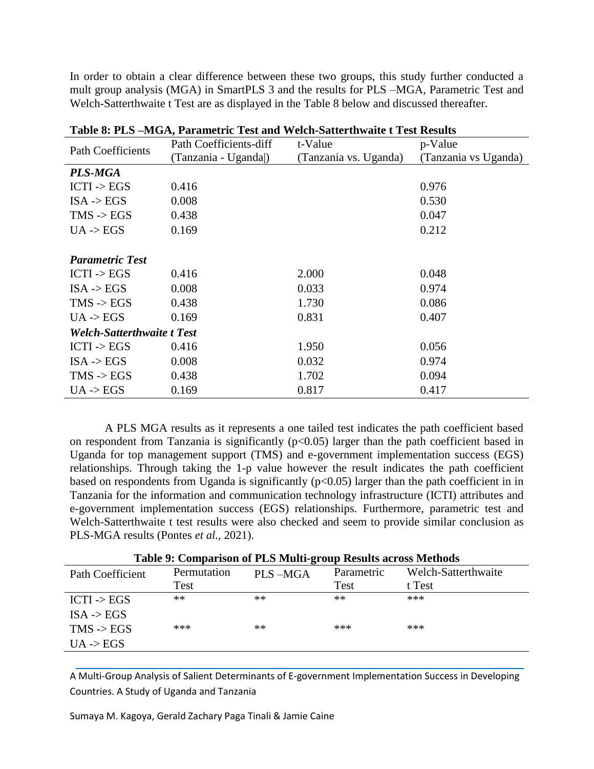In order to obtain a clear difference between these two groups, this study further conducted a mult group analysis (MGA) in SmartPLS 3 and the results for PLS –MGA, Parametric Test and Welch-Satterthwaite t Test are as displayed in the Table 8 below and discussed thereafter.

**Table 8: PLS –MGA, Parametric Test and Welch-Satterthwaite t Test Results**

| Path Coefficients | Path Coefficients-diff (Tanzania - Uganda\|) | t-Value (Tanzania vs. Uganda) | p-Value (Tanzania vs Uganda) |
|---|---|---|---|
| ***PLS-MGA*** | | | |
| ICTI -> EGS | 0.416 | | 0.976 |
| ISA -> EGS | 0.008 | | 0.530 |
| TMS -> EGS | 0.438 | | 0.047 |
| UA -> EGS | 0.169 | | 0.212 |
| ***Parametric Test*** | | | |
| ICTI -> EGS | 0.416 | 2.000 | 0.048 |
| ISA -> EGS | 0.008 | 0.033 | 0.974 |
| TMS -> EGS | 0.438 | 1.730 | 0.086 |
| UA -> EGS | 0.169 | 0.831 | 0.407 |
| ***Welch-Satterthwaite t Test*** | | | |
| ICTI -> EGS | 0.416 | 1.950 | 0.056 |
| ISA -> EGS | 0.008 | 0.032 | 0.974 |
| TMS -> EGS | 0.438 | 1.702 | 0.094 |
| UA -> EGS | 0.169 | 0.817 | 0.417 |

A PLS MGA results as it represents a one tailed test indicates the path coefficient based on respondent from Tanzania is significantly ($p<0.05$) larger than the path coefficient based in Uganda for top management support (TMS) and e-government implementation success (EGS) relationships. Through taking the 1-p value however the result indicates the path coefficient based on respondents from Uganda is significantly ($p<0.05$) larger than the path coefficient in in Tanzania for the information and communication technology infrastructure (ICTI) attributes and e-government implementation success (EGS) relationships. Furthermore, parametric test and Welch-Satterthwaite t test results were also checked and seem to provide similar conclusion as PLS-MGA results (Pontes *et al.*, 2021).

**Table 9: Comparison of PLS Multi-group Results across Methods**

| Path Coefficient | Permutation Test | PLS –MGA | Parametric Test | Welch-Satterthwaite t Test |
|---|---|---|---|---|
| ICTI -> EGS | ** | ** | ** | *** |
| ISA -> EGS | | | | |
| TMS -> EGS | *** | ** | *** | *** |
| UA -> EGS | | | | |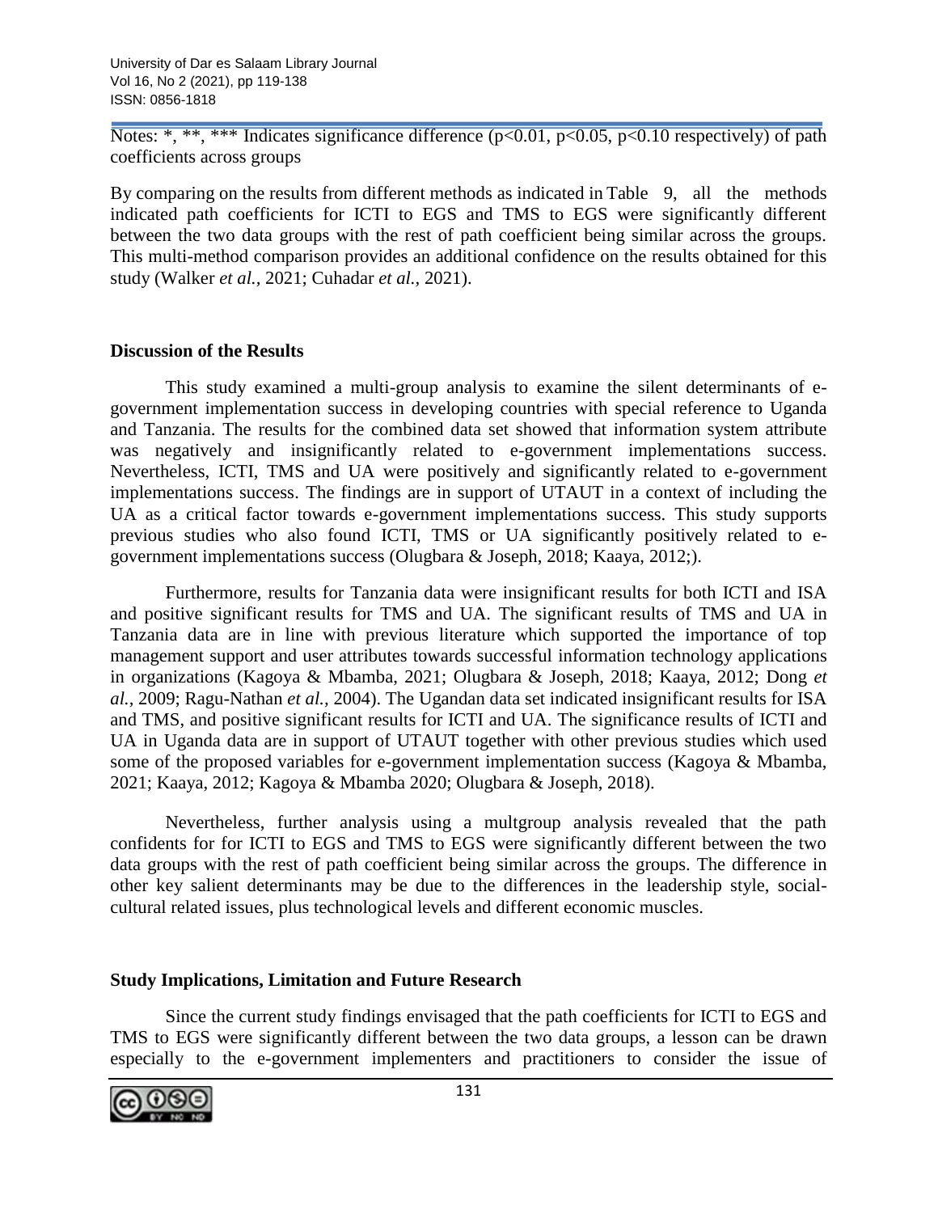Notes: *, **, *** Indicates significance difference (p<0.01, p<0.05, p<0.10 respectively) of path coefficients across groups

By comparing on the results from different methods as indicated in Table 9, all the methods indicated path coefficients for ICTI to EGS and TMS to EGS were significantly different between the two data groups with the rest of path coefficient being similar across the groups. This multi-method comparison provides an additional confidence on the results obtained for this study (Walker *et al.*, 2021; Cuhadar *et al.*, 2021).

## Discussion of the Results

This study examined a multi-group analysis to examine the silent determinants of e-government implementation success in developing countries with special reference to Uganda and Tanzania. The results for the combined data set showed that information system attribute was negatively and insignificantly related to e-government implementations success. Nevertheless, ICTI, TMS and UA were positively and significantly related to e-government implementations success. The findings are in support of UTAUT in a context of including the UA as a critical factor towards e-government implementations success. This study supports previous studies who also found ICTI, TMS or UA significantly positively related to e-government implementations success (Olugbara & Joseph, 2018; Kaaya, 2012;).

Furthermore, results for Tanzania data were insignificant results for both ICTI and ISA and positive significant results for TMS and UA. The significant results of TMS and UA in Tanzania data are in line with previous literature which supported the importance of top management support and user attributes towards successful information technology applications in organizations (Kagoya & Mbamba, 2021; Olugbara & Joseph, 2018; Kaaya, 2012; Dong *et al.*, 2009; Ragu-Nathan *et al.*, 2004). The Ugandan data set indicated insignificant results for ISA and TMS, and positive significant results for ICTI and UA. The significance results of ICTI and UA in Uganda data are in support of UTAUT together with other previous studies which used some of the proposed variables for e-government implementation success (Kagoya & Mbamba, 2021; Kaaya, 2012; Kagoya & Mbamba 2020; Olugbara & Joseph, 2018).

Nevertheless, further analysis using a multgroup analysis revealed that the path confidents for for ICTI to EGS and TMS to EGS were significantly different between the two data groups with the rest of path coefficient being similar across the groups. The difference in other key salient determinants may be due to the differences in the leadership style, social-cultural related issues, plus technological levels and different economic muscles.

## Study Implications, Limitation and Future Research

Since the current study findings envisaged that the path coefficients for ICTI to EGS and TMS to EGS were significantly different between the two data groups, a lesson can be drawn especially to the e-government implementers and practitioners to consider the issue of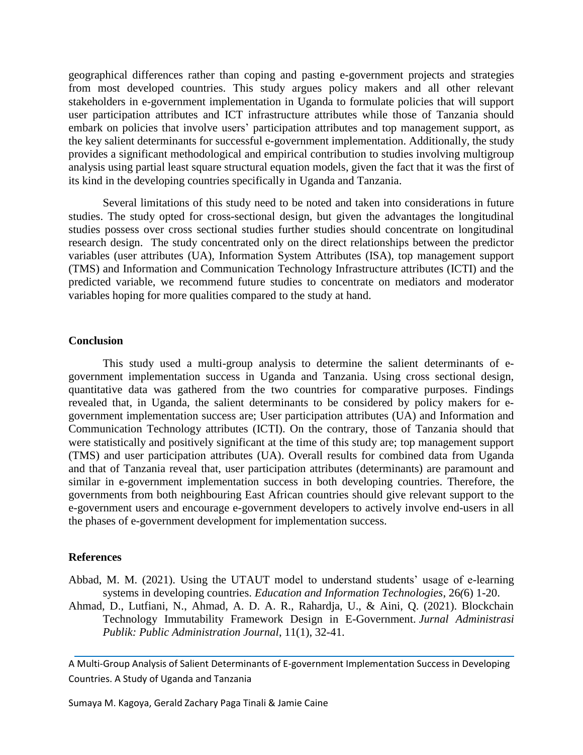geographical differences rather than coping and pasting e-government projects and strategies from most developed countries. This study argues policy makers and all other relevant stakeholders in e-government implementation in Uganda to formulate policies that will support user participation attributes and ICT infrastructure attributes while those of Tanzania should embark on policies that involve users' participation attributes and top management support, as the key salient determinants for successful e-government implementation. Additionally, the study provides a significant methodological and empirical contribution to studies involving multigroup analysis using partial least square structural equation models, given the fact that it was the first of its kind in the developing countries specifically in Uganda and Tanzania.

Several limitations of this study need to be noted and taken into considerations in future studies. The study opted for cross-sectional design, but given the advantages the longitudinal studies possess over cross sectional studies further studies should concentrate on longitudinal research design. The study concentrated only on the direct relationships between the predictor variables (user attributes (UA), Information System Attributes (ISA), top management support (TMS) and Information and Communication Technology Infrastructure attributes (ICTI) and the predicted variable, we recommend future studies to concentrate on mediators and moderator variables hoping for more qualities compared to the study at hand.

## Conclusion

This study used a multi-group analysis to determine the salient determinants of e-government implementation success in Uganda and Tanzania. Using cross sectional design, quantitative data was gathered from the two countries for comparative purposes. Findings revealed that, in Uganda, the salient determinants to be considered by policy makers for e-government implementation success are; User participation attributes (UA) and Information and Communication Technology attributes (ICTI). On the contrary, those of Tanzania should that were statistically and positively significant at the time of this study are; top management support (TMS) and user participation attributes (UA). Overall results for combined data from Uganda and that of Tanzania reveal that, user participation attributes (determinants) are paramount and similar in e-government implementation success in both developing countries. Therefore, the governments from both neighbouring East African countries should give relevant support to the e-government users and encourage e-government developers to actively involve end-users in all the phases of e-government development for implementation success.

## References

Abbad, M. M. (2021). Using the UTAUT model to understand students' usage of e-learning systems in developing countries. *Education and Information Technologies*, 26*(*6) 1-20.

Ahmad, D., Lutfiani, N., Ahmad, A. D. A. R., Rahardja, U., & Aini, Q. (2021). Blockchain Technology Immutability Framework Design in E-Government. *Jurnal Administrasi Publik: Public Administration Journal*, 11(1), 32-41.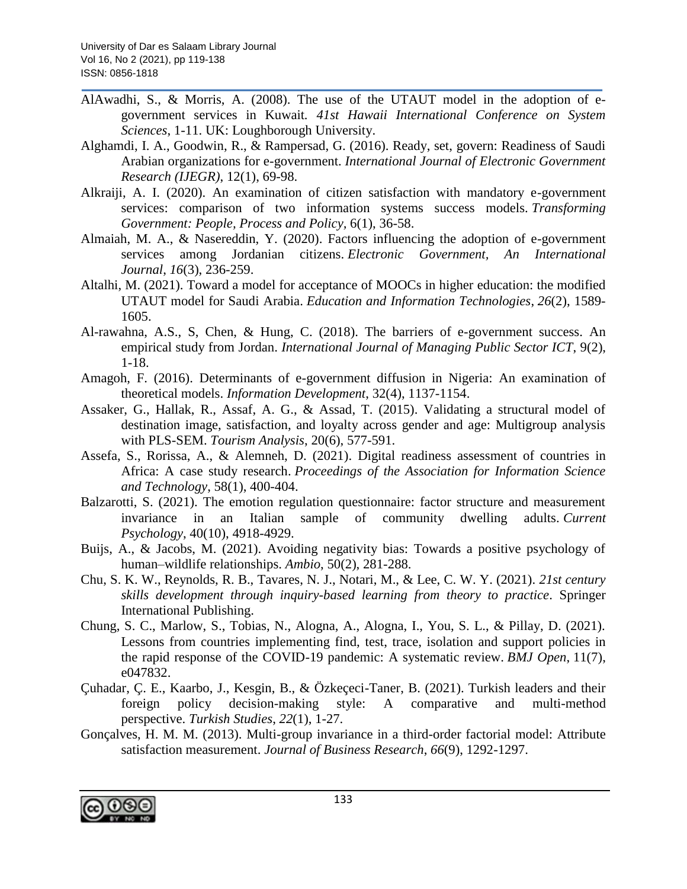AlAwadhi, S., & Morris, A. (2008). The use of the UTAUT model in the adoption of e-government services in Kuwait. *41st Hawaii International Conference on System Sciences*, 1-11. UK: Loughborough University.

Alghamdi, I. A., Goodwin, R., & Rampersad, G. (2016). Ready, set, govern: Readiness of Saudi Arabian organizations for e-government. *International Journal of Electronic Government Research (IJEGR)*, 12(1), 69-98.

Alkraiji, A. I. (2020). An examination of citizen satisfaction with mandatory e-government services: comparison of two information systems success models. *Transforming Government: People, Process and Policy*, 6(1), 36-58.

Almaiah, M. A., & Nasereddin, Y. (2020). Factors influencing the adoption of e-government services among Jordanian citizens. *Electronic Government, An International Journal*, *16*(3), 236-259.

Altalhi, M. (2021). Toward a model for acceptance of MOOCs in higher education: the modified UTAUT model for Saudi Arabia. *Education and Information Technologies*, *26*(2), 1589-1605.

Al-rawahna, A.S., S, Chen, & Hung, C. (2018). The barriers of e-government success. An empirical study from Jordan. *International Journal of Managing Public Sector ICT*, 9(2), 1-18.

Amagoh, F. (2016). Determinants of e-government diffusion in Nigeria: An examination of theoretical models. *Information Development*, 32(4), 1137-1154.

Assaker, G., Hallak, R., Assaf, A. G., & Assad, T. (2015). Validating a structural model of destination image, satisfaction, and loyalty across gender and age: Multigroup analysis with PLS-SEM. *Tourism Analysis*, 20(6), 577-591.

Assefa, S., Rorissa, A., & Alemneh, D. (2021). Digital readiness assessment of countries in Africa: A case study research. *Proceedings of the Association for Information Science and Technology*, 58(1), 400-404.

Balzarotti, S. (2021). The emotion regulation questionnaire: factor structure and measurement invariance in an Italian sample of community dwelling adults. *Current Psychology*, 40(10), 4918-4929.

Buijs, A., & Jacobs, M. (2021). Avoiding negativity bias: Towards a positive psychology of human–wildlife relationships. *Ambio*, 50(2), 281-288.

Chu, S. K. W., Reynolds, R. B., Tavares, N. J., Notari, M., & Lee, C. W. Y. (2021). *21st century skills development through inquiry-based learning from theory to practice*. Springer International Publishing.

Chung, S. C., Marlow, S., Tobias, N., Alogna, A., Alogna, I., You, S. L., & Pillay, D. (2021). Lessons from countries implementing find, test, trace, isolation and support policies in the rapid response of the COVID-19 pandemic: A systematic review. *BMJ Open*, 11(7), e047832.

Çuhadar, Ç. E., Kaarbo, J., Kesgin, B., & Özkeçeci-Taner, B. (2021). Turkish leaders and their foreign policy decision-making style: A comparative and multi-method perspective. *Turkish Studies*, *22*(1), 1-27.

Gonçalves, H. M. M. (2013). Multi-group invariance in a third-order factorial model: Attribute satisfaction measurement. *Journal of Business Research*, *66*(9), 1292-1297.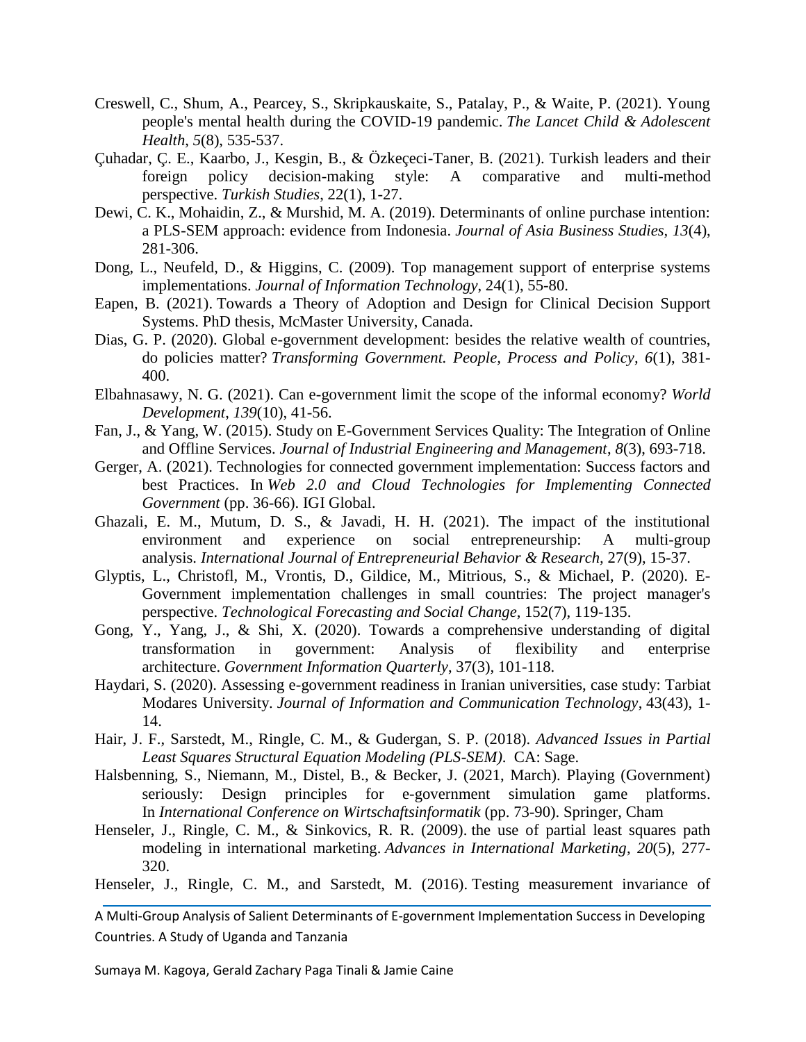Creswell, C., Shum, A., Pearcey, S., Skripkauskaite, S., Patalay, P., & Waite, P. (2021). Young people's mental health during the COVID-19 pandemic. *The Lancet Child & Adolescent Health*, *5*(8), 535-537.

Çuhadar, Ç. E., Kaarbo, J., Kesgin, B., & Özkeçeci-Taner, B. (2021). Turkish leaders and their foreign policy decision-making style: A comparative and multi-method perspective. *Turkish Studies*, 22(1), 1-27.

Dewi, C. K., Mohaidin, Z., & Murshid, M. A. (2019). Determinants of online purchase intention: a PLS-SEM approach: evidence from Indonesia. *Journal of Asia Business Studies*, *13*(4), 281-306.

Dong, L., Neufeld, D., & Higgins, C. (2009). Top management support of enterprise systems implementations. *Journal of Information Technology*, 24(1), 55-80.

Eapen, B. (2021). Towards a Theory of Adoption and Design for Clinical Decision Support Systems. PhD thesis, McMaster University, Canada.

Dias, G. P. (2020). Global e-government development: besides the relative wealth of countries, do policies matter? *Transforming Government. People, Process and Policy, 6*(1), 381-400.

Elbahnasawy, N. G. (2021). Can e-government limit the scope of the informal economy? *World Development*, *139*(10), 41-56.

Fan, J., & Yang, W. (2015). Study on E-Government Services Quality: The Integration of Online and Offline Services. *Journal of Industrial Engineering and Management*, *8*(3), 693-718.

Gerger, A. (2021). Technologies for connected government implementation: Success factors and best Practices. In *Web 2.0 and Cloud Technologies for Implementing Connected Government* (pp. 36-66). IGI Global.

Ghazali, E. M., Mutum, D. S., & Javadi, H. H. (2021). The impact of the institutional environment and experience on social entrepreneurship: A multi-group analysis. *International Journal of Entrepreneurial Behavior & Research*, 27(9), 15-37.

Glyptis, L., Christofl, M., Vrontis, D., Gildice, M., Mitrious, S., & Michael, P. (2020). E-Government implementation challenges in small countries: The project manager's perspective. *Technological Forecasting and Social Change*, 152(7), 119-135.

Gong, Y., Yang, J., & Shi, X. (2020). Towards a comprehensive understanding of digital transformation in government: Analysis of flexibility and enterprise architecture. *Government Information Quarterly*, 37(3), 101-118.

Haydari, S. (2020). Assessing e-government readiness in Iranian universities, case study: Tarbiat Modares University. *Journal of Information and Communication Technology*, 43(43), 1-14.

Hair, J. F., Sarstedt, M., Ringle, C. M., & Gudergan, S. P. (2018). *Advanced Issues in Partial Least Squares Structural Equation Modeling (PLS-SEM)*. CA: Sage.

Halsbenning, S., Niemann, M., Distel, B., & Becker, J. (2021, March). Playing (Government) seriously: Design principles for e-government simulation game platforms. In *International Conference on Wirtschaftsinformatik* (pp. 73-90). Springer, Cham

Henseler, J., Ringle, C. M., & Sinkovics, R. R. (2009). the use of partial least squares path modeling in international marketing. *Advances in International Marketing*, *20*(5), 277-320.

Henseler, J., Ringle, C. M., and Sarstedt, M. (2016). Testing measurement invariance of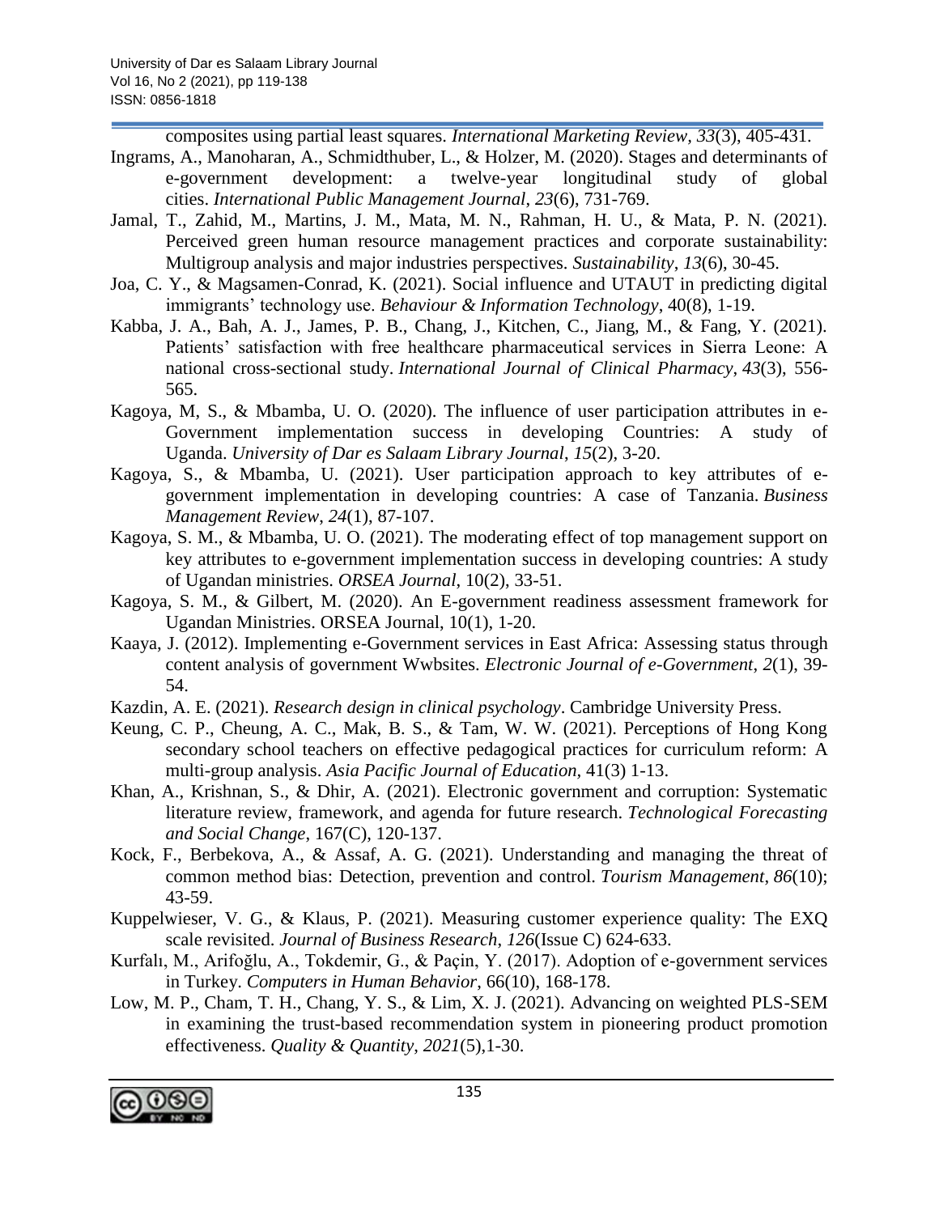composites using partial least squares. *International Marketing Review*, *33*(3), 405-431.

Ingrams, A., Manoharan, A., Schmidthuber, L., & Holzer, M. (2020). Stages and determinants of e-government development: a twelve-year longitudinal study of global cities. *International Public Management Journal*, *23*(6), 731-769.

Jamal, T., Zahid, M., Martins, J. M., Mata, M. N., Rahman, H. U., & Mata, P. N. (2021). Perceived green human resource management practices and corporate sustainability: Multigroup analysis and major industries perspectives. *Sustainability*, *13*(6), 30-45.

Joa, C. Y., & Magsamen-Conrad, K. (2021). Social influence and UTAUT in predicting digital immigrants' technology use. *Behaviour & Information Technology*, 40(8), 1-19.

Kabba, J. A., Bah, A. J., James, P. B., Chang, J., Kitchen, C., Jiang, M., & Fang, Y. (2021). Patients' satisfaction with free healthcare pharmaceutical services in Sierra Leone: A national cross-sectional study. *International Journal of Clinical Pharmacy*, *43*(3), 556-565.

Kagoya, M, S., & Mbamba, U. O. (2020). The influence of user participation attributes in e-Government implementation success in developing Countries: A study of Uganda. *University of Dar es Salaam Library Journal*, *15*(2), 3-20.

Kagoya, S., & Mbamba, U. (2021). User participation approach to key attributes of e-government implementation in developing countries: A case of Tanzania. *Business Management Review*, *24*(1), 87-107.

Kagoya, S. M., & Mbamba, U. O. (2021). The moderating effect of top management support on key attributes to e-government implementation success in developing countries: A study of Ugandan ministries. *ORSEA Journal*, 10(2), 33-51.

Kagoya, S. M., & Gilbert, M. (2020). An E-government readiness assessment framework for Ugandan Ministries. ORSEA Journal, 10(1), 1-20.

Kaaya, J. (2012). Implementing e-Government services in East Africa: Assessing status through content analysis of government Wwbsites. *Electronic Journal of e-Government*, *2*(1), 39-54.

Kazdin, A. E. (2021). *Research design in clinical psychology*. Cambridge University Press.

Keung, C. P., Cheung, A. C., Mak, B. S., & Tam, W. W. (2021). Perceptions of Hong Kong secondary school teachers on effective pedagogical practices for curriculum reform: A multi-group analysis. *Asia Pacific Journal of Education*, 41(3) 1-13.

Khan, A., Krishnan, S., & Dhir, A. (2021). Electronic government and corruption: Systematic literature review, framework, and agenda for future research. *Technological Forecasting and Social Change*, 167(C), 120-137.

Kock, F., Berbekova, A., & Assaf, A. G. (2021). Understanding and managing the threat of common method bias: Detection, prevention and control. *Tourism Management*, *86*(10); 43-59.

Kuppelwieser, V. G., & Klaus, P. (2021). Measuring customer experience quality: The EXQ scale revisited. *Journal of Business Research*, *126*(Issue C) 624-633.

Kurfalı, M., Arifoğlu, A., Tokdemir, G., & Paçin, Y. (2017). Adoption of e-government services in Turkey. *Computers in Human Behavior*, 66(10), 168-178.

Low, M. P., Cham, T. H., Chang, Y. S., & Lim, X. J. (2021). Advancing on weighted PLS-SEM in examining the trust-based recommendation system in pioneering product promotion effectiveness. *Quality & Quantity*, *2021*(5),1-30.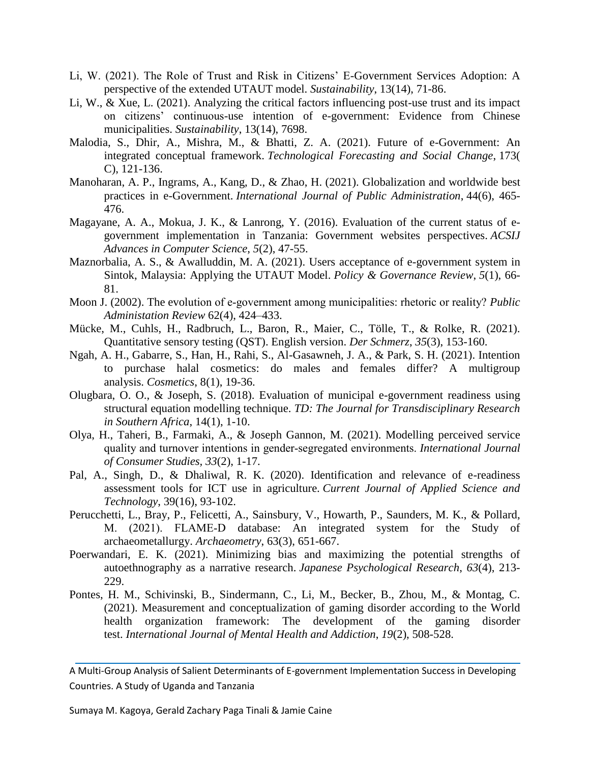Li, W. (2021). The Role of Trust and Risk in Citizens' E-Government Services Adoption: A perspective of the extended UTAUT model. *Sustainability*, 13(14), 71-86.

Li, W., & Xue, L. (2021). Analyzing the critical factors influencing post-use trust and its impact on citizens' continuous-use intention of e-government: Evidence from Chinese municipalities. *Sustainability*, 13(14), 7698.

Malodia, S., Dhir, A., Mishra, M., & Bhatti, Z. A. (2021). Future of e-Government: An integrated conceptual framework. *Technological Forecasting and Social Change*, 173( C), 121-136.

Manoharan, A. P., Ingrams, A., Kang, D., & Zhao, H. (2021). Globalization and worldwide best practices in e-Government. *International Journal of Public Administration*, 44(6), 465-476.

Magayane, A. A., Mokua, J. K., & Lanrong, Y. (2016). Evaluation of the current status of e-government implementation in Tanzania: Government websites perspectives. *ACSIJ Advances in Computer Science*, *5*(2), 47-55.

Maznorbalia, A. S., & Awalluddin, M. A. (2021). Users acceptance of e-government system in Sintok, Malaysia: Applying the UTAUT Model. *Policy & Governance Review*, *5*(1), 66-81.

Moon J. (2002). The evolution of e-government among municipalities: rhetoric or reality? *Public Administation Review* 62(4), 424–433.

Mücke, M., Cuhls, H., Radbruch, L., Baron, R., Maier, C., Tölle, T., & Rolke, R. (2021). Quantitative sensory testing (QST). English version. *Der Schmerz*, *35*(3), 153-160.

Ngah, A. H., Gabarre, S., Han, H., Rahi, S., Al-Gasawneh, J. A., & Park, S. H. (2021). Intention to purchase halal cosmetics: do males and females differ? A multigroup analysis. *Cosmetics*, 8(1), 19-36.

Olugbara, O. O., & Joseph, S. (2018). Evaluation of municipal e-government readiness using structural equation modelling technique. *TD: The Journal for Transdisciplinary Research in Southern Africa*, 14(1), 1-10.

Olya, H., Taheri, B., Farmaki, A., & Joseph Gannon, M. (2021). Modelling perceived service quality and turnover intentions in gender-segregated environments. *International Journal of Consumer Studies*, *33*(2), 1-17.

Pal, A., Singh, D., & Dhaliwal, R. K. (2020). Identification and relevance of e-readiness assessment tools for ICT use in agriculture. *Current Journal of Applied Science and Technology*, 39(16), 93-102.

Perucchetti, L., Bray, P., Felicetti, A., Sainsbury, V., Howarth, P., Saunders, M. K., & Pollard, M. (2021). FLAME-D database: An integrated system for the Study of archaeometallurgy. *Archaeometry*, 63(3), 651-667.

Poerwandari, E. K. (2021). Minimizing bias and maximizing the potential strengths of autoethnography as a narrative research. *Japanese Psychological Research*, *63*(4), 213-229.

Pontes, H. M., Schivinski, B., Sindermann, C., Li, M., Becker, B., Zhou, M., & Montag, C. (2021). Measurement and conceptualization of gaming disorder according to the World health organization framework: The development of the gaming disorder test. *International Journal of Mental Health and Addiction*, *19*(2), 508-528.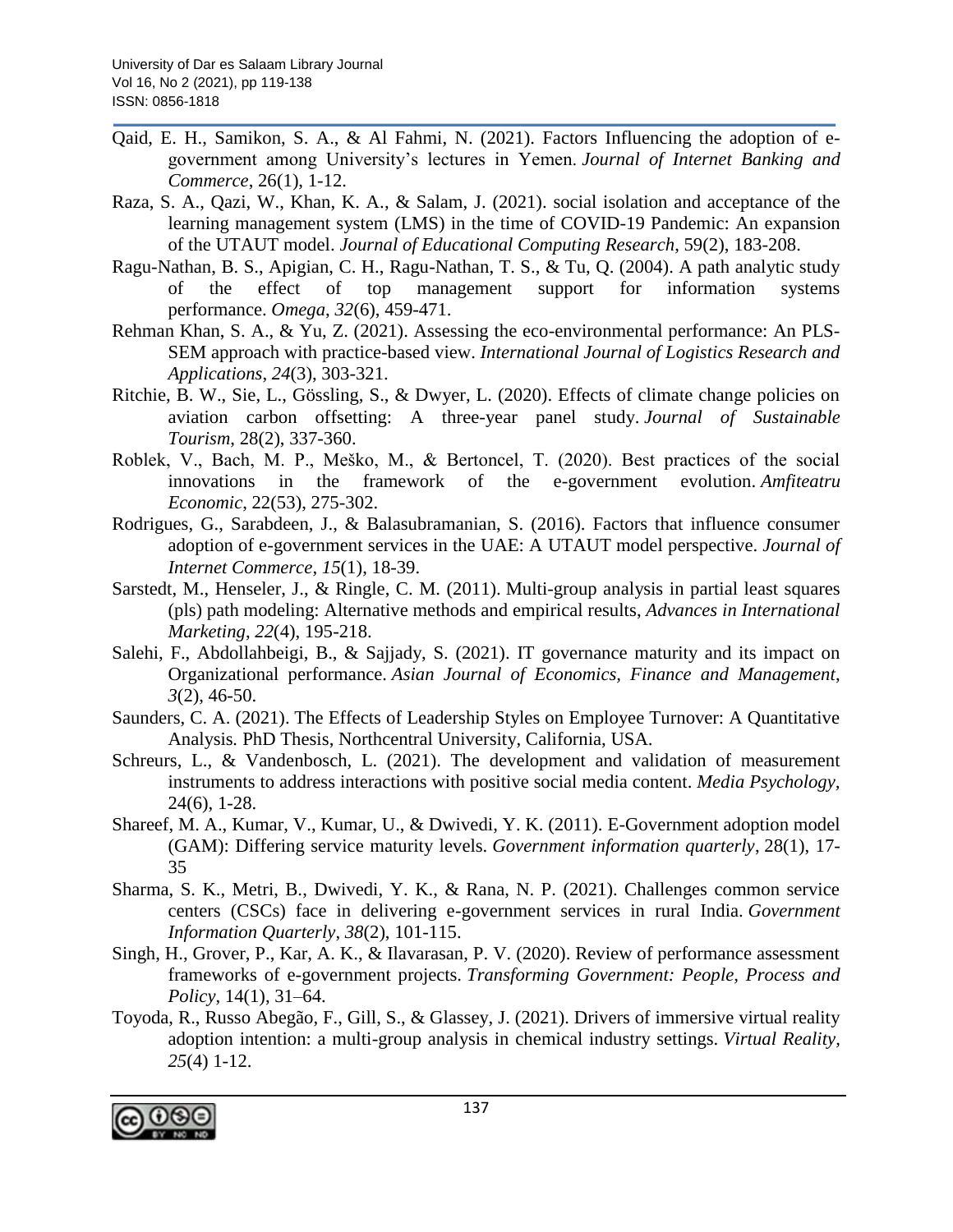Qaid, E. H., Samikon, S. A., & Al Fahmi, N. (2021). Factors Influencing the adoption of e-government among University's lectures in Yemen. *Journal of Internet Banking and Commerce*, 26(1), 1-12.

Raza, S. A., Qazi, W., Khan, K. A., & Salam, J. (2021). social isolation and acceptance of the learning management system (LMS) in the time of COVID-19 Pandemic: An expansion of the UTAUT model. *Journal of Educational Computing Research*, 59(2), 183-208.

Ragu-Nathan, B. S., Apigian, C. H., Ragu-Nathan, T. S., & Tu, Q. (2004). A path analytic study of the effect of top management support for information systems performance. *Omega*, *32*(6), 459-471.

Rehman Khan, S. A., & Yu, Z. (2021). Assessing the eco-environmental performance: An PLS-SEM approach with practice-based view. *International Journal of Logistics Research and Applications*, *24*(3), 303-321.

Ritchie, B. W., Sie, L., Gössling, S., & Dwyer, L. (2020). Effects of climate change policies on aviation carbon offsetting: A three-year panel study. *Journal of Sustainable Tourism*, 28(2), 337-360.

Roblek, V., Bach, M. P., Meško, M., & Bertoncel, T. (2020). Best practices of the social innovations in the framework of the e-government evolution. *Amfiteatru Economic*, 22(53), 275-302.

Rodrigues, G., Sarabdeen, J., & Balasubramanian, S. (2016). Factors that influence consumer adoption of e-government services in the UAE: A UTAUT model perspective. *Journal of Internet Commerce*, *15*(1), 18-39.

Sarstedt, M., Henseler, J., & Ringle, C. M. (2011). Multi-group analysis in partial least squares (pls) path modeling: Alternative methods and empirical results, *Advances in International Marketing*, *22*(4), 195-218.

Salehi, F., Abdollahbeigi, B., & Sajjady, S. (2021). IT governance maturity and its impact on Organizational performance. *Asian Journal of Economics, Finance and Management*, *3*(2), 46-50.

Saunders, C. A. (2021). The Effects of Leadership Styles on Employee Turnover: A Quantitative Analysis. PhD Thesis, Northcentral University, California, USA.

Schreurs, L., & Vandenbosch, L. (2021). The development and validation of measurement instruments to address interactions with positive social media content. *Media Psychology*, 24(6), 1-28.

Shareef, M. A., Kumar, V., Kumar, U., & Dwivedi, Y. K. (2011). E-Government adoption model (GAM): Differing service maturity levels. *Government information quarterly*, 28(1), 17-35

Sharma, S. K., Metri, B., Dwivedi, Y. K., & Rana, N. P. (2021). Challenges common service centers (CSCs) face in delivering e-government services in rural India. *Government Information Quarterly*, *38*(2), 101-115.

Singh, H., Grover, P., Kar, A. K., & Ilavarasan, P. V. (2020). Review of performance assessment frameworks of e-government projects. *Transforming Government: People, Process and Policy*, 14(1), 31–64.

Toyoda, R., Russo Abegão, F., Gill, S., & Glassey, J. (2021). Drivers of immersive virtual reality adoption intention: a multi-group analysis in chemical industry settings. *Virtual Reality*, *25*(4) 1-12.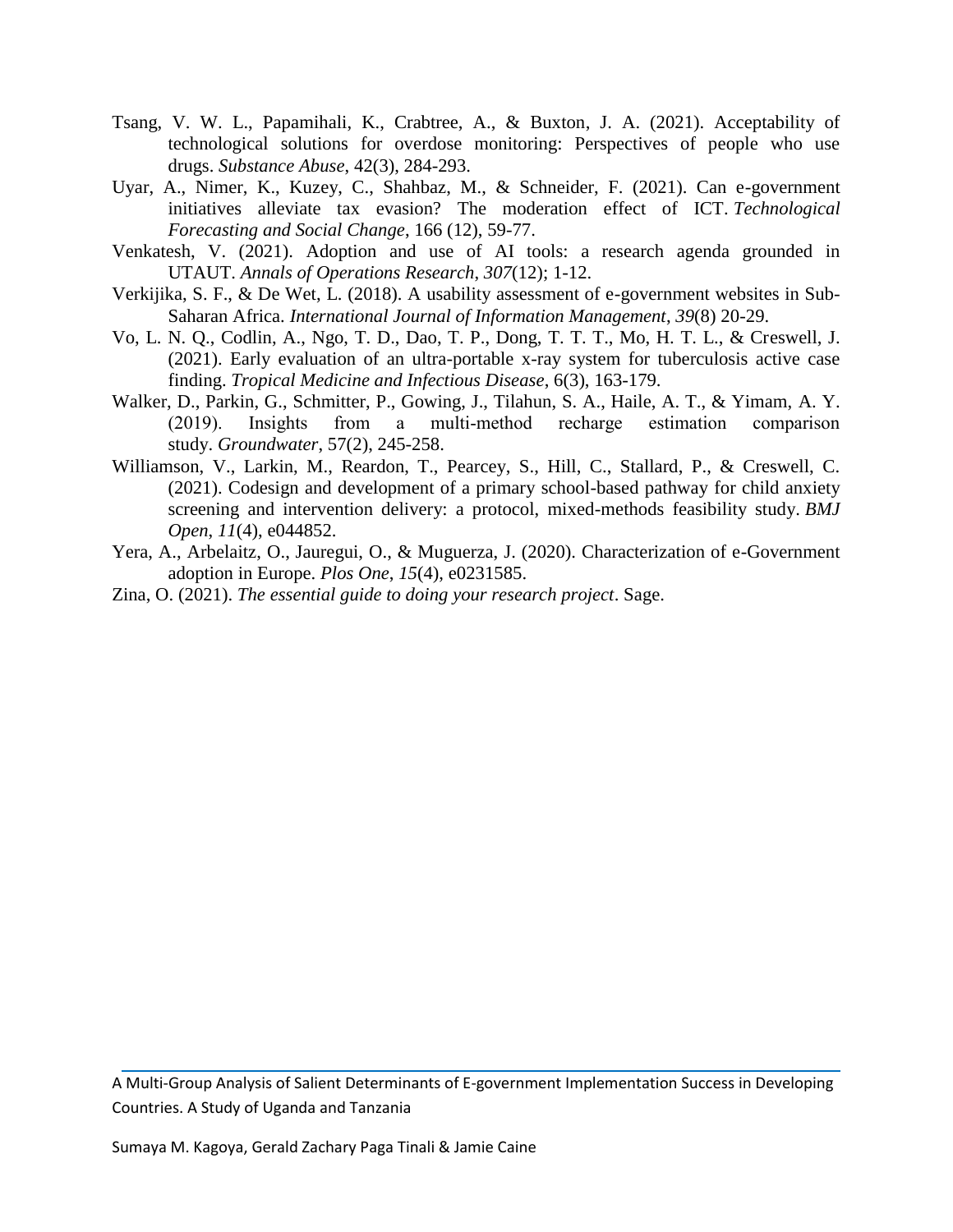Tsang, V. W. L., Papamihali, K., Crabtree, A., & Buxton, J. A. (2021). Acceptability of technological solutions for overdose monitoring: Perspectives of people who use drugs. *Substance Abuse*, 42(3), 284-293.

Uyar, A., Nimer, K., Kuzey, C., Shahbaz, M., & Schneider, F. (2021). Can e-government initiatives alleviate tax evasion? The moderation effect of ICT. *Technological Forecasting and Social Change*, 166 (12), 59-77.

Venkatesh, V. (2021). Adoption and use of AI tools: a research agenda grounded in UTAUT. *Annals of Operations Research*, *307*(12); 1-12.

Verkijika, S. F., & De Wet, L. (2018). A usability assessment of e-government websites in Sub-Saharan Africa. *International Journal of Information Management*, *39*(8) 20-29.

Vo, L. N. Q., Codlin, A., Ngo, T. D., Dao, T. P., Dong, T. T. T., Mo, H. T. L., & Creswell, J. (2021). Early evaluation of an ultra-portable x-ray system for tuberculosis active case finding. *Tropical Medicine and Infectious Disease*, 6(3), 163-179.

Walker, D., Parkin, G., Schmitter, P., Gowing, J., Tilahun, S. A., Haile, A. T., & Yimam, A. Y. (2019). Insights from a multi-method recharge estimation comparison study. *Groundwater*, 57(2), 245-258.

Williamson, V., Larkin, M., Reardon, T., Pearcey, S., Hill, C., Stallard, P., & Creswell, C. (2021). Codesign and development of a primary school-based pathway for child anxiety screening and intervention delivery: a protocol, mixed-methods feasibility study. *BMJ Open*, *11*(4), e044852.

Yera, A., Arbelaitz, O., Jauregui, O., & Muguerza, J. (2020). Characterization of e-Government adoption in Europe. *Plos One*, *15*(4), e0231585.

Zina, O. (2021). *The essential guide to doing your research project*. Sage.